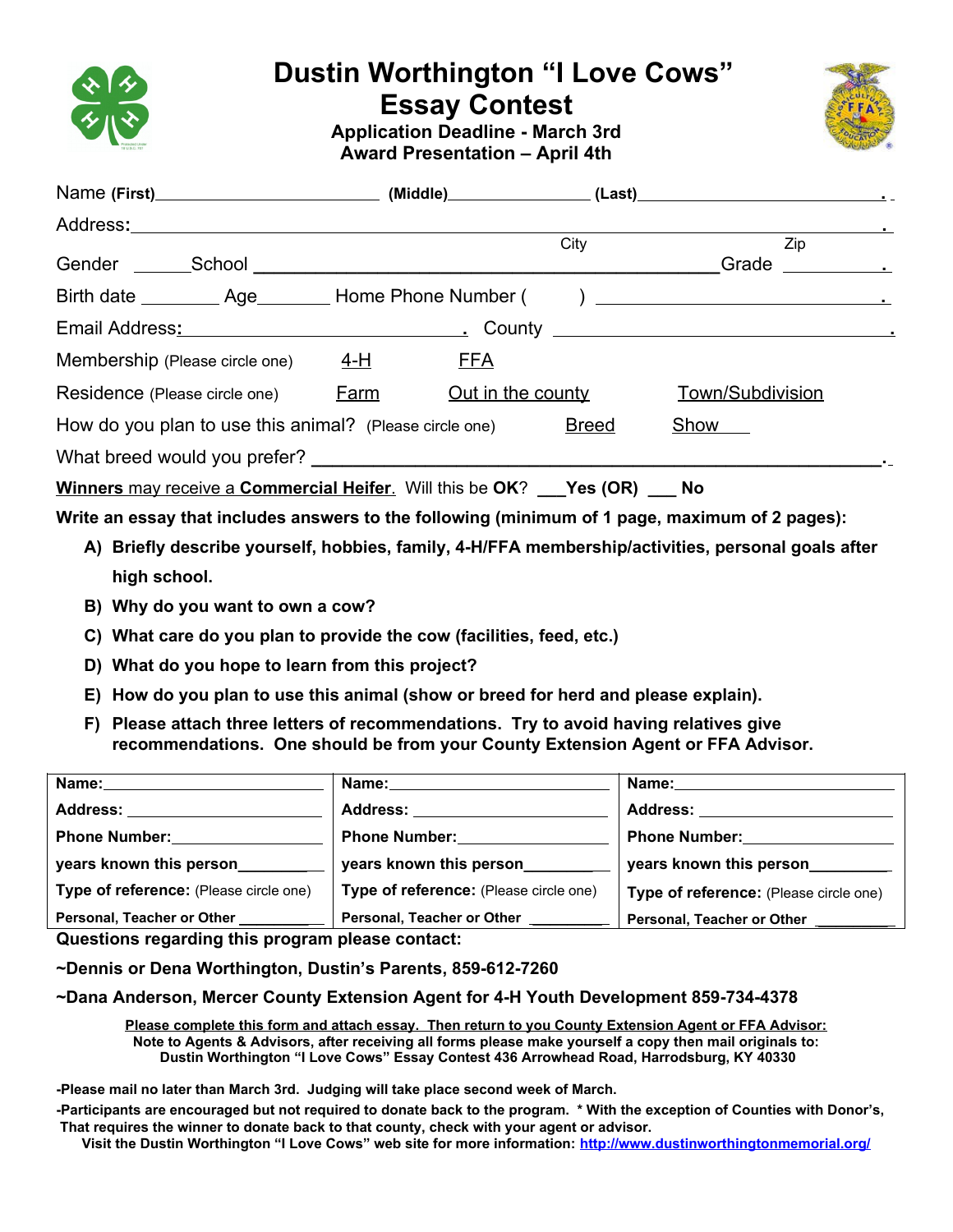# Dustin Worthington "I Love Cows" Essay Contest

**Application Deadline - March 3rd**
**Award Presentation – April 4th**

Name **(First)**\_\_\_\_\_\_\_\_\_\_\_\_\_\_\_\_\_\_\_\_\_\_\_\_ **(Middle)**\_\_\_\_\_\_\_\_\_\_\_\_\_\_\_\_ **(Last)**\_\_\_\_\_\_\_\_\_\_\_\_\_\_\_\_\_\_\_\_\_\_\_\_.

Address:\_\_\_\_\_\_\_\_\_\_\_\_\_\_\_\_\_\_\_\_\_\_\_\_\_\_\_\_\_\_\_\_\_\_\_\_\_\_\_\_\_\_\_\_\_\_\_\_\_\_\_\_\_\_\_\_\_\_\_\_.
City Zip

Gender \_\_\_\_\_\_School \_\_\_\_\_\_\_\_\_\_\_\_\_\_\_\_\_\_\_\_\_\_\_\_\_\_\_\_\_\_\_\_\_\_\_\_\_\_\_\_\_\_\_\_Grade \_\_\_\_\_\_\_\_\_\_.

Birth date \_\_\_\_\_\_\_\_ Age\_\_\_\_\_\_\_ Home Phone Number ( ) \_\_\_\_\_\_\_\_\_\_\_\_\_\_\_\_\_\_\_\_\_\_\_\_\_\_\_\_.

Email Address:\_\_\_\_\_\_\_\_\_\_\_\_\_\_\_\_\_\_\_\_\_\_\_\_\_\_\_\_\_. County \_\_\_\_\_\_\_\_\_\_\_\_\_\_\_\_\_\_\_\_\_\_\_\_\_\_\_\_\_\_\_\_\_.

Membership (Please circle one) 4-H FFA

Residence (Please circle one) Farm Out in the county Town/Subdivision

How do you plan to use this animal? (Please circle one) Breed Show

What breed would you prefer? \_\_\_\_\_\_\_\_\_\_\_\_\_\_\_\_\_\_\_\_\_\_\_\_\_\_\_\_\_\_\_\_\_\_\_\_\_\_\_\_\_\_\_\_\_\_\_\_\_\_\_\_\_\_\_.

**Winners** may receive a **Commercial Heifer**. Will this be **OK**? \_\_\_**Yes (OR)** \_\_\_ **No**

**Write an essay that includes answers to the following (minimum of 1 page, maximum of 2 pages):**

- **A) Briefly describe yourself, hobbies, family, 4-H/FFA membership/activities, personal goals after high school.**
- **B) Why do you want to own a cow?**
- **C) What care do you plan to provide the cow (facilities, feed, etc.)**
- **D) What do you hope to learn from this project?**
- **E) How do you plan to use this animal (show or breed for herd and please explain).**
- **F) Please attach three letters of recommendations. Try to avoid having relatives give recommendations. One should be from your County Extension Agent or FFA Advisor.**

| | | |
|---|---|---|
| **Name:**\_\_\_\_\_\_\_\_\_\_\_\_\_\_\_\_ | **Name:**\_\_\_\_\_\_\_\_\_\_\_\_\_\_\_\_ | **Name:**\_\_\_\_\_\_\_\_\_\_\_\_\_\_\_\_ |
| **Address:** \_\_\_\_\_\_\_\_\_\_\_\_\_\_\_\_ | **Address:** \_\_\_\_\_\_\_\_\_\_\_\_\_\_\_\_ | **Address:** \_\_\_\_\_\_\_\_\_\_\_\_\_\_\_\_ |
| **Phone Number:**\_\_\_\_\_\_\_\_\_\_\_\_ | **Phone Number:**\_\_\_\_\_\_\_\_\_\_\_\_ | **Phone Number:**\_\_\_\_\_\_\_\_\_\_\_\_ |
| **years known this person**\_\_\_\_\_\_\_\_ | **years known this person**\_\_\_\_\_\_\_\_ | **years known this person**\_\_\_\_\_\_\_\_ |
| **Type of reference:** (Please circle one) | **Type of reference:** (Please circle one) | **Type of reference:** (Please circle one) |
| **Personal, Teacher or Other** \_\_\_\_\_\_\_\_ | **Personal, Teacher or Other** \_\_\_\_\_\_\_\_ | **Personal, Teacher or Other** \_\_\_\_\_\_\_\_ |

**Questions regarding this program please contact:**

**~Dennis or Dena Worthington, Dustin's Parents, 859-612-7260**

**~Dana Anderson, Mercer County Extension Agent for 4-H Youth Development 859-734-4378**

**Please complete this form and attach essay. Then return to you County Extension Agent or FFA Advisor:**
**Note to Agents & Advisors, after receiving all forms please make yourself a copy then mail originals to:**
**Dustin Worthington "I Love Cows" Essay Contest 436 Arrowhead Road, Harrodsburg, KY 40330**

**-Please mail no later than March 3rd. Judging will take place second week of March.**

**-Participants are encouraged but not required to donate back to the program. \* With the exception of Counties with Donor's, That requires the winner to donate back to that county, check with your agent or advisor.**

**Visit the Dustin Worthington "I Love Cows" web site for more information: http://www.dustinworthingtonmemorial.org/**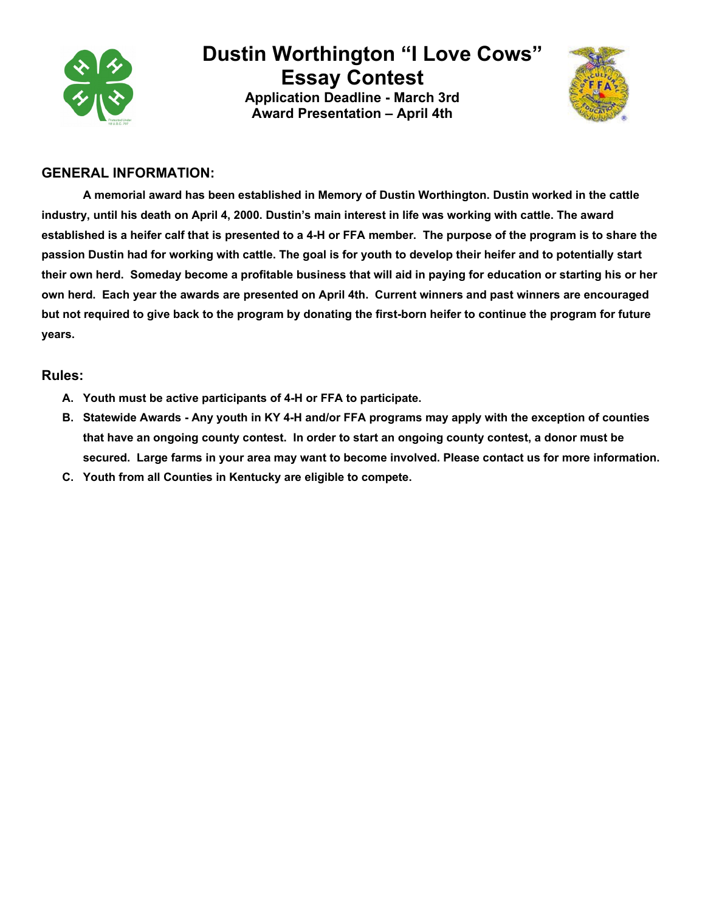# Dustin Worthington "I Love Cows" Essay Contest

**Application Deadline - March 3rd**
**Award Presentation – April 4th**

## GENERAL INFORMATION:

**A memorial award has been established in Memory of Dustin Worthington. Dustin worked in the cattle industry, until his death on April 4, 2000. Dustin's main interest in life was working with cattle. The award established is a heifer calf that is presented to a 4-H or FFA member. The purpose of the program is to share the passion Dustin had for working with cattle. The goal is for youth to develop their heifer and to potentially start their own herd. Someday become a profitable business that will aid in paying for education or starting his or her own herd. Each year the awards are presented on April 4th. Current winners and past winners are encouraged but not required to give back to the program by donating the first-born heifer to continue the program for future years.**

## Rules:

A. **Youth must be active participants of 4-H or FFA to participate.**
B. **Statewide Awards - Any youth in KY 4-H and/or FFA programs may apply with the exception of counties that have an ongoing county contest. In order to start an ongoing county contest, a donor must be secured. Large farms in your area may want to become involved. Please contact us for more information.**
C. **Youth from all Counties in Kentucky are eligible to compete.**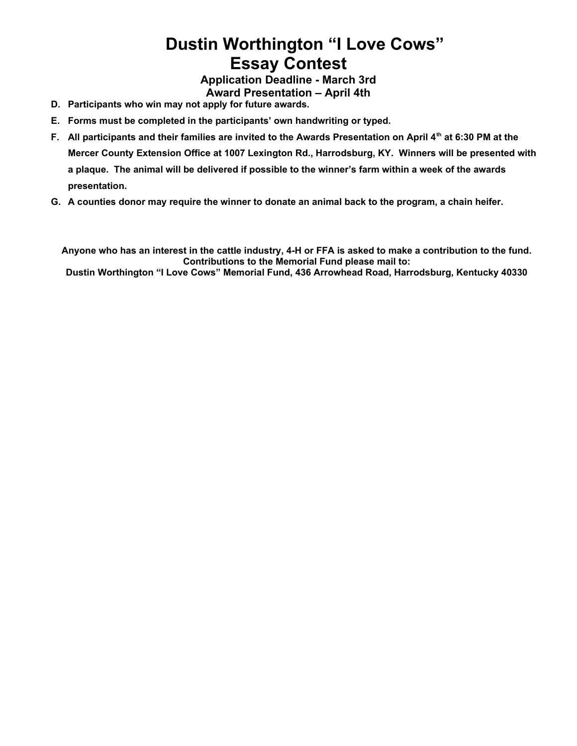# Dustin Worthington "I Love Cows" Essay Contest

**Application Deadline - March 3rd**

**Award Presentation – April 4th**

D. **Participants who win may not apply for future awards.**
E. **Forms must be completed in the participants' own handwriting or typed.**
F. **All participants and their families are invited to the Awards Presentation on April 4th at 6:30 PM at the Mercer County Extension Office at 1007 Lexington Rd., Harrodsburg, KY. Winners will be presented with a plaque. The animal will be delivered if possible to the winner's farm within a week of the awards presentation.**
G. **A counties donor may require the winner to donate an animal back to the program, a chain heifer.**

**Anyone who has an interest in the cattle industry, 4-H or FFA is asked to make a contribution to the fund.**
**Contributions to the Memorial Fund please mail to:**
**Dustin Worthington "I Love Cows" Memorial Fund, 436 Arrowhead Road, Harrodsburg, Kentucky 40330**